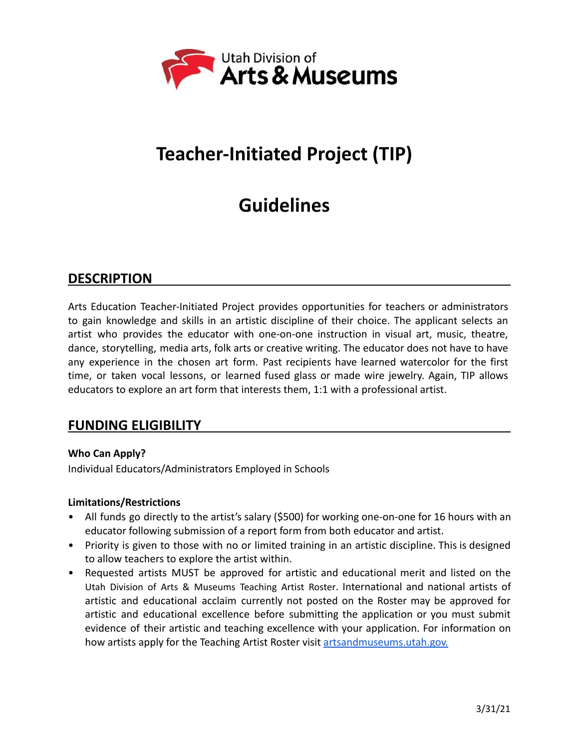Utah Division of Arts & Museums

# Teacher-Initiated Project (TIP)

# Guidelines

## DESCRIPTION

Arts Education Teacher-Initiated Project provides opportunities for teachers or administrators to gain knowledge and skills in an artistic discipline of their choice. The applicant selects an artist who provides the educator with one-on-one instruction in visual art, music, theatre, dance, storytelling, media arts, folk arts or creative writing. The educator does not have to have any experience in the chosen art form. Past recipients have learned watercolor for the first time, or taken vocal lessons, or learned fused glass or made wire jewelry. Again, TIP allows educators to explore an art form that interests them, 1:1 with a professional artist.

## FUNDING ELIGIBILITY

**Who Can Apply?**

Individual Educators/Administrators Employed in Schools

**Limitations/Restrictions**

- All funds go directly to the artist's salary ($500) for working one-on-one for 16 hours with an educator following submission of a report form from both educator and artist.
- Priority is given to those with no or limited training in an artistic discipline. This is designed to allow teachers to explore the artist within.
- Requested artists MUST be approved for artistic and educational merit and listed on the Utah Division of Arts & Museums Teaching Artist Roster. International and national artists of artistic and educational acclaim currently not posted on the Roster may be approved for artistic and educational excellence before submitting the application or you must submit evidence of their artistic and teaching excellence with your application. For information on how artists apply for the Teaching Artist Roster visit [artsandmuseums.utah.gov.](artsandmuseums.utah.gov)

3/31/21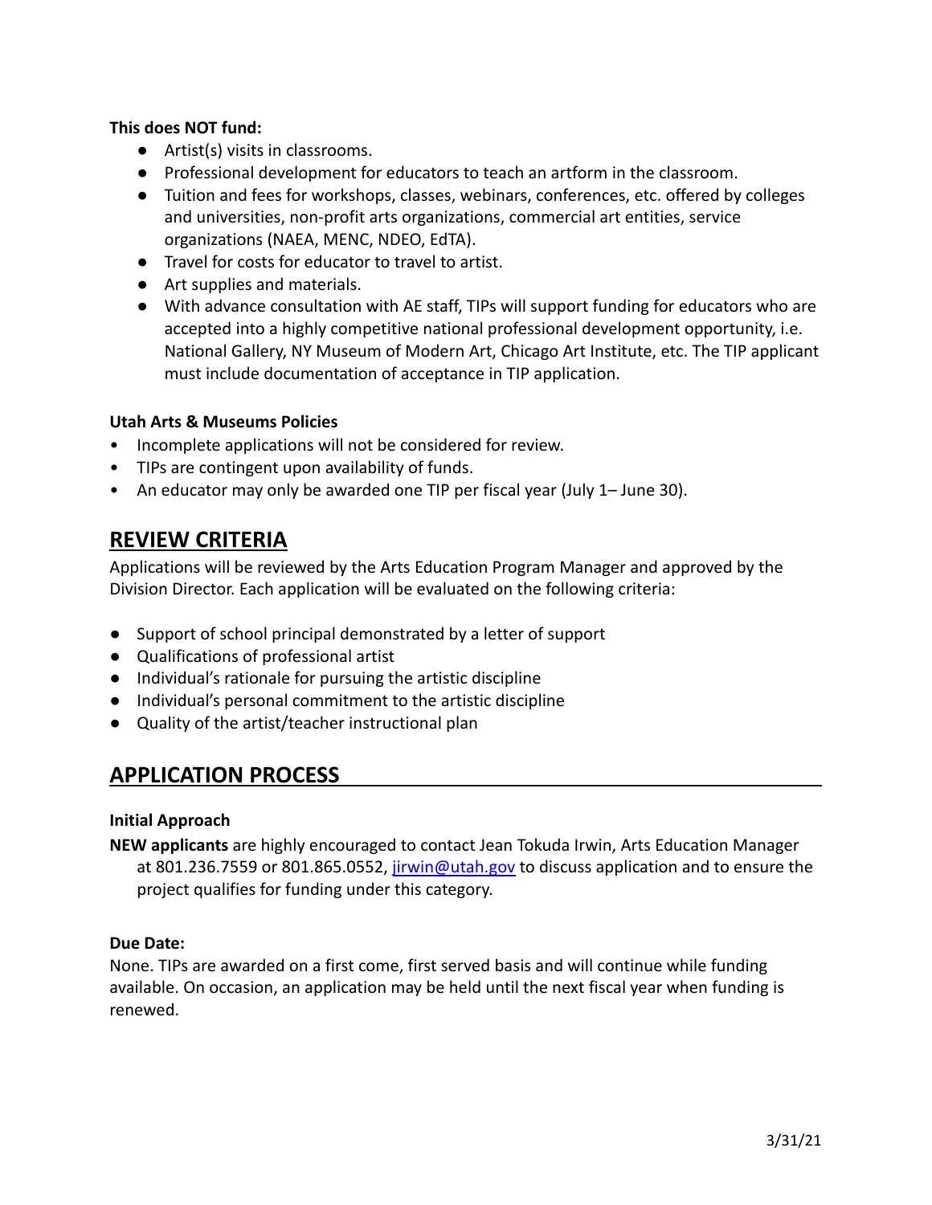**This does NOT fund:**

- Artist(s) visits in classrooms.
- Professional development for educators to teach an artform in the classroom.
- Tuition and fees for workshops, classes, webinars, conferences, etc. offered by colleges and universities, non-profit arts organizations, commercial art entities, service organizations (NAEA, MENC, NDEO, EdTA).
- Travel for costs for educator to travel to artist.
- Art supplies and materials.
- With advance consultation with AE staff, TIPs will support funding for educators who are accepted into a highly competitive national professional development opportunity, i.e. National Gallery, NY Museum of Modern Art, Chicago Art Institute, etc. The TIP applicant must include documentation of acceptance in TIP application.

**Utah Arts & Museums Policies**

- Incomplete applications will not be considered for review.
- TIPs are contingent upon availability of funds.
- An educator may only be awarded one TIP per fiscal year (July 1– June 30).

## REVIEW CRITERIA

Applications will be reviewed by the Arts Education Program Manager and approved by the Division Director. Each application will be evaluated on the following criteria:

- Support of school principal demonstrated by a letter of support
- Qualifications of professional artist
- Individual's rationale for pursuing the artistic discipline
- Individual's personal commitment to the artistic discipline
- Quality of the artist/teacher instructional plan

## APPLICATION PROCESS

**Initial Approach**

**NEW applicants** are highly encouraged to contact Jean Tokuda Irwin, Arts Education Manager at 801.236.7559 or 801.865.0552, jirwin@utah.gov to discuss application and to ensure the project qualifies for funding under this category.

**Due Date:**

None. TIPs are awarded on a first come, first served basis and will continue while funding available. On occasion, an application may be held until the next fiscal year when funding is renewed.

3/31/21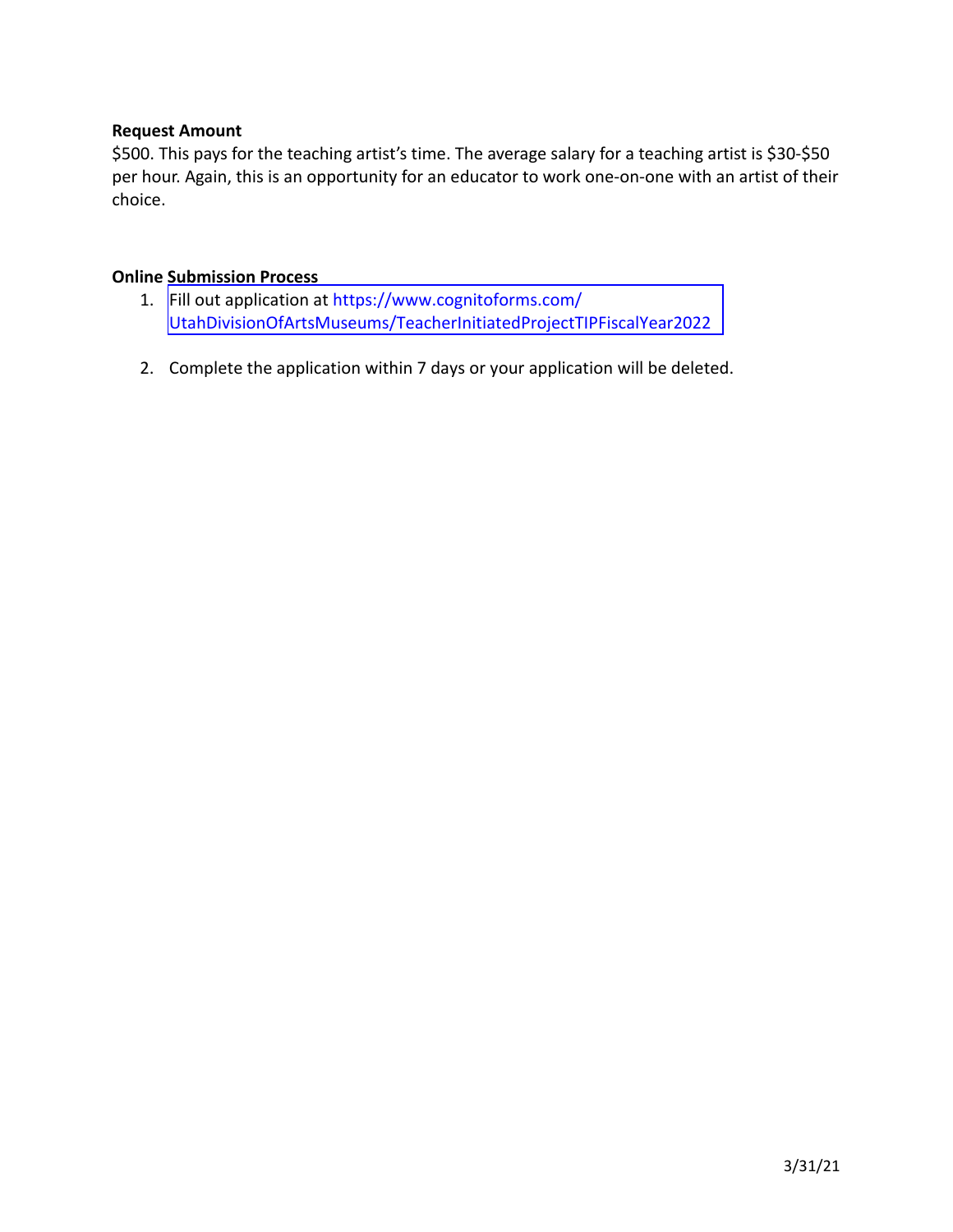**Request Amount**

$500. This pays for the teaching artist's time. The average salary for a teaching artist is $30-$50 per hour. Again, this is an opportunity for an educator to work one-on-one with an artist of their choice.

**Online Submission Process**

1. Fill out application at https://www.cognitoforms.com/UtahDivisionOfArtsMuseums/TeacherInitiatedProjectTIPFiscalYear2022
2. Complete the application within 7 days or your application will be deleted.

3/31/21